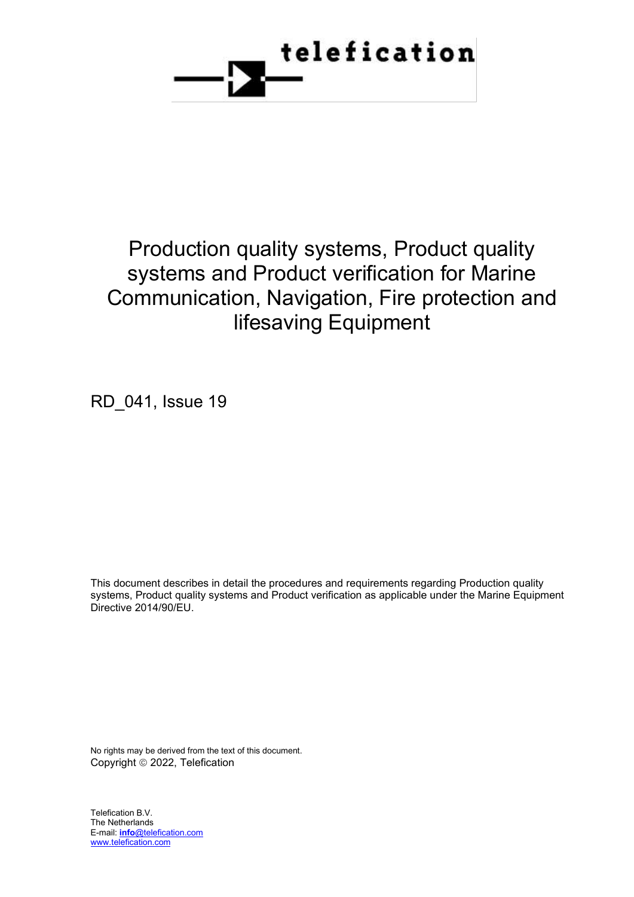telefication

# Production quality systems, Product quality systems and Product verification for Marine Communication, Navigation, Fire protection and lifesaving Equipment

RD_041, Issue 19

This document describes in detail the procedures and requirements regarding Production quality systems, Product quality systems and Product verification as applicable under the Marine Equipment Directive 2014/90/EU.

No rights may be derived from the text of this document.
Copyright © 2022, Telefication

Telefication B.V.
The Netherlands
E-mail: **info**@telefication.com
www.telefication.com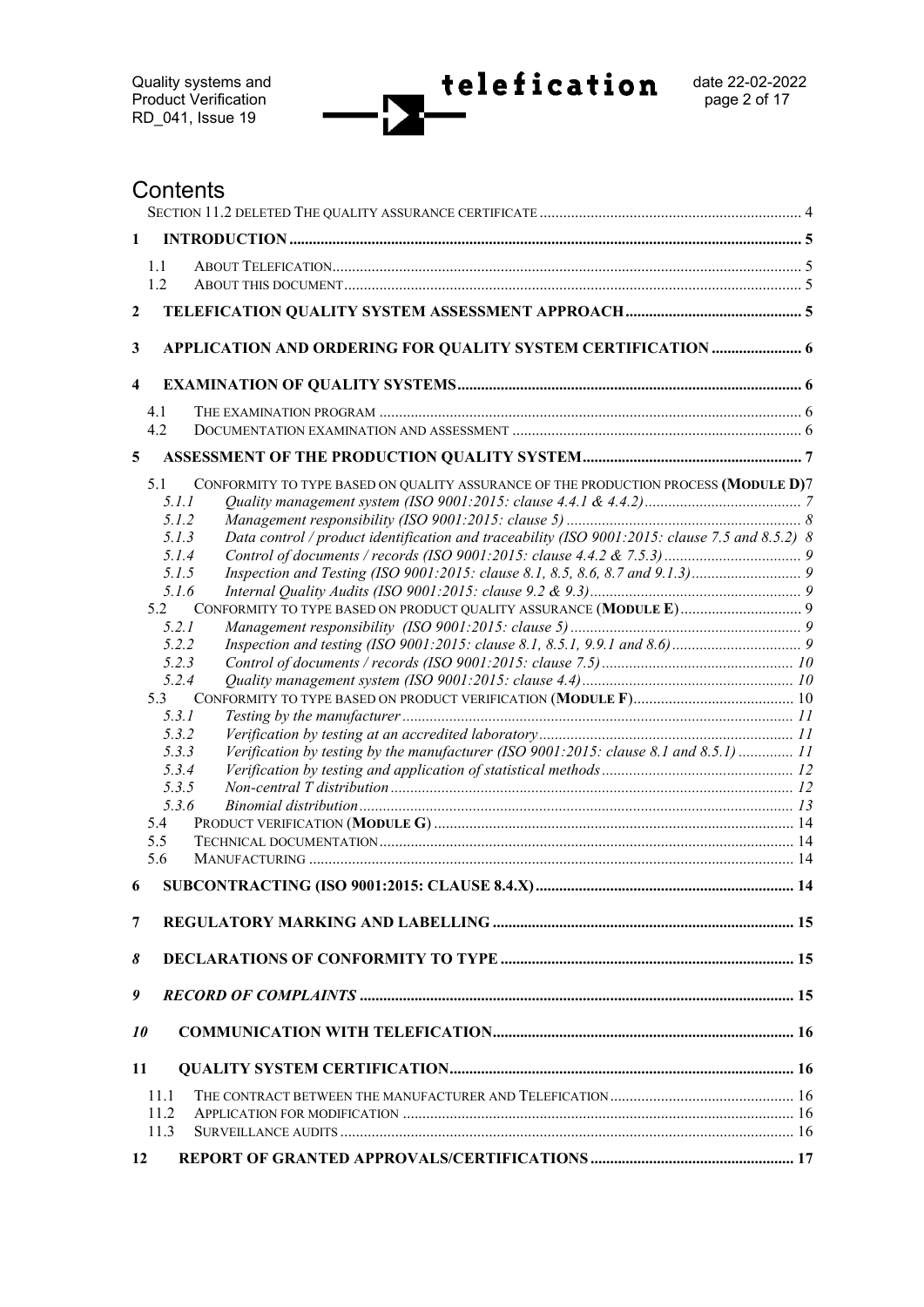# Contents

Section 11.2 deleted The quality assurance certificate ..... 4

**1 INTRODUCTION** ..... 5

- 1.1 About Telefication ..... 5
- 1.2 About this document ..... 5

**2 TELEFICATION QUALITY SYSTEM ASSESSMENT APPROACH** ..... 5

**3 APPLICATION AND ORDERING FOR QUALITY SYSTEM CERTIFICATION** ..... 6

**4 EXAMINATION OF QUALITY SYSTEMS** ..... 6

- 4.1 The examination program ..... 6
- 4.2 Documentation examination and assessment ..... 6

**5 ASSESSMENT OF THE PRODUCTION QUALITY SYSTEM** ..... 7

- 5.1 Conformity to type based on quality assurance of the production process **(Module D)** ..... 7
  - *5.1.1 Quality management system (ISO 9001:2015: clause 4.4.1 & 4.4.2)* ..... 7
  - *5.1.2 Management responsibility (ISO 9001:2015: clause 5)* ..... 8
  - *5.1.3 Data control / product identification and traceability (ISO 9001:2015: clause 7.5 and 8.5.2)* ..... 8
  - *5.1.4 Control of documents / records (ISO 9001:2015: clause 4.4.2 & 7.5.3)* ..... 9
  - *5.1.5 Inspection and Testing (ISO 9001:2015: clause 8.1, 8.5, 8.6, 8.7 and 9.1.3)* ..... 9
  - *5.1.6 Internal Quality Audits (ISO 9001:2015: clause 9.2 & 9.3)* ..... 9
- 5.2 Conformity to type based on product quality assurance **(Module E)** ..... 9
  - *5.2.1 Management responsibility (ISO 9001:2015: clause 5)* ..... 9
  - *5.2.2 Inspection and testing (ISO 9001:2015: clause 8.1, 8.5.1, 9.9.1 and 8.6)* ..... 9
  - *5.2.3 Control of documents / records (ISO 9001:2015: clause 7.5)* ..... 10
  - *5.2.4 Quality management system (ISO 9001:2015: clause 4.4)* ..... 10
- 5.3 Conformity to type based on product verification **(Module F)** ..... 10
  - *5.3.1 Testing by the manufacturer* ..... 11
  - *5.3.2 Verification by testing at an accredited laboratory* ..... 11
  - *5.3.3 Verification by testing by the manufacturer (ISO 9001:2015: clause 8.1 and 8.5.1)* ..... 11
  - *5.3.4 Verification by testing and application of statistical methods* ..... 12
  - *5.3.5 Non-central T distribution* ..... 12
  - *5.3.6 Binomial distribution* ..... 13
- 5.4 Product verification **(Module G)** ..... 14
- 5.5 Technical documentation ..... 14
- 5.6 Manufacturing ..... 14

**6 SUBCONTRACTING (ISO 9001:2015: CLAUSE 8.4.X)** ..... 14

**7 REGULATORY MARKING AND LABELLING** ..... 15

***8* DECLARATIONS OF CONFORMITY TO TYPE** ..... 15

***9 RECORD OF COMPLAINTS*** ..... 15

***10* COMMUNICATION WITH TELEFICATION** ..... 16

**11 QUALITY SYSTEM CERTIFICATION** ..... 16

- 11.1 The contract between the manufacturer and Telefication ..... 16
- 11.2 Application for modification ..... 16
- 11.3 Surveillance audits ..... 16

**12 REPORT OF GRANTED APPROVALS/CERTIFICATIONS** ..... 17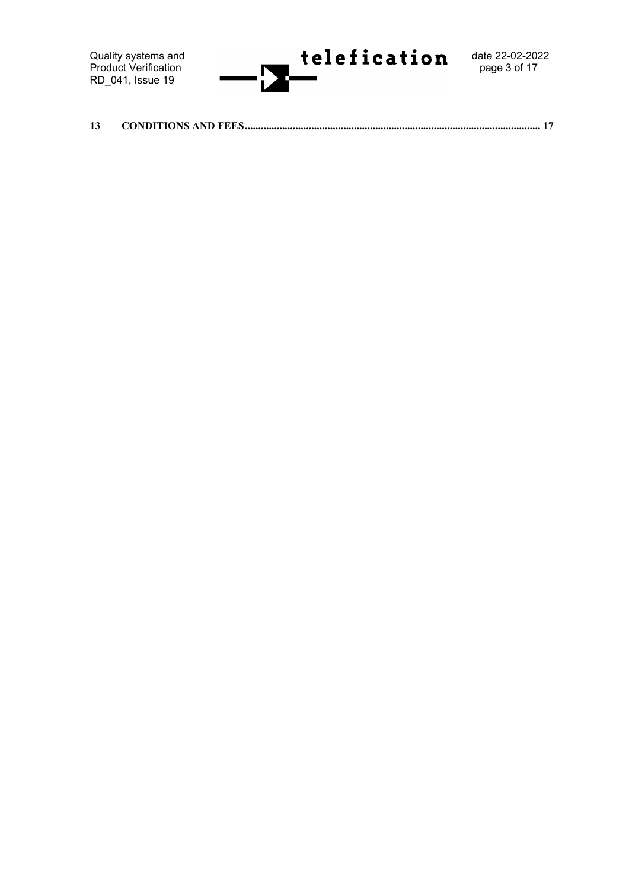13 CONDITIONS AND FEES .......................................................................................................... 17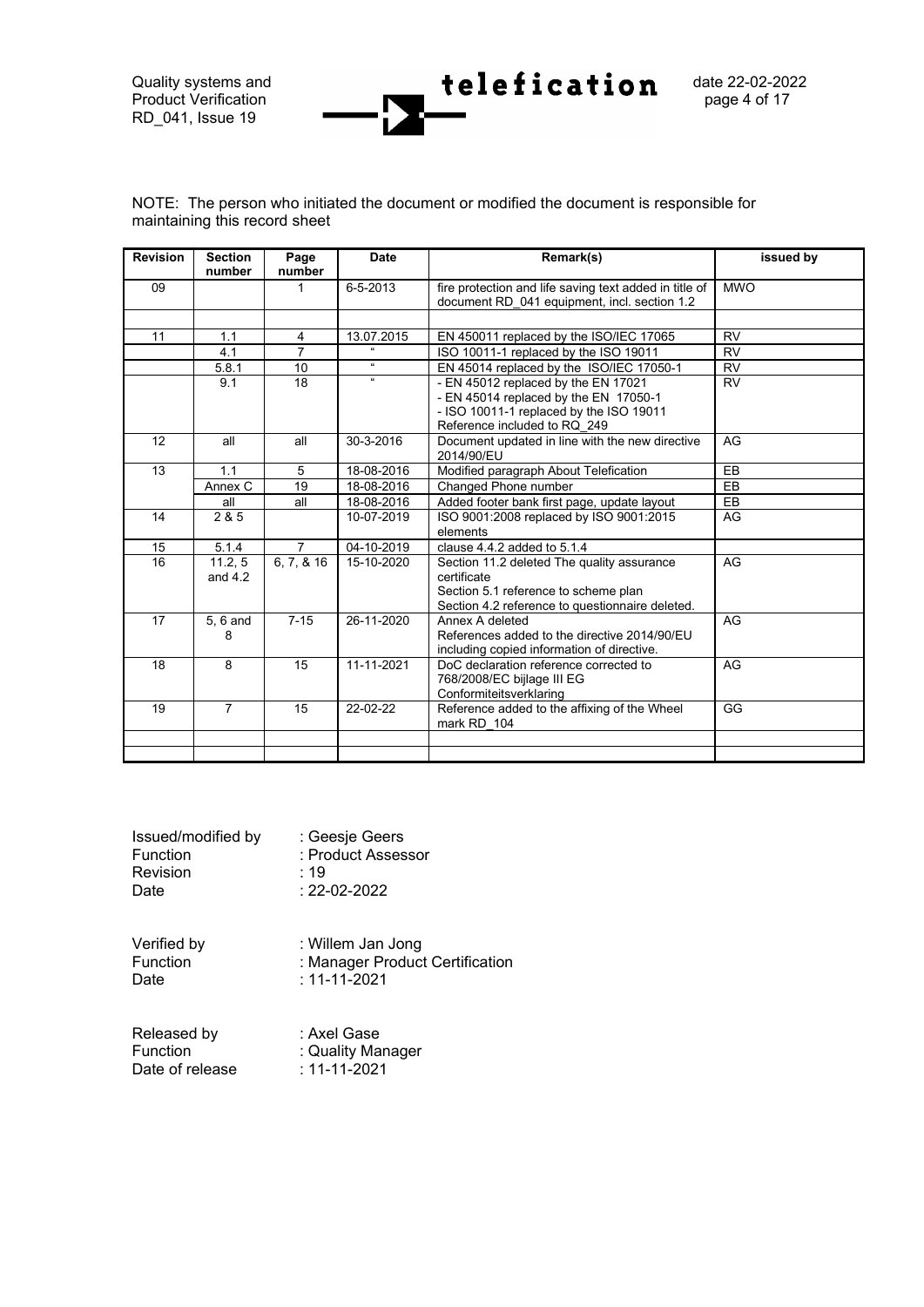NOTE: The person who initiated the document or modified the document is responsible for maintaining this record sheet

| Revision | Section number | Page number | Date | Remark(s) | issued by |
|---|---|---|---|---|---|
| 09 | | 1 | 6-5-2013 | fire protection and life saving text added in title of document RD_041 equipment, incl. section 1.2 | MWO |
| | | | | | |
| 11 | 1.1 | 4 | 13.07.2015 | EN 450011 replaced by the ISO/IEC 17065 | RV |
| | 4.1 | 7 | " | ISO 10011-1 replaced by the ISO 19011 | RV |
| | 5.8.1 | 10 | " | EN 45014 replaced by the ISO/IEC 17050-1 | RV |
| | 9.1 | 18 | " | - EN 45012 replaced by the EN 17021<br>- EN 45014 replaced by the EN 17050-1<br>- ISO 10011-1 replaced by the ISO 19011<br>Reference included to RQ_249 | RV |
| 12 | all | all | 30-3-2016 | Document updated in line with the new directive 2014/90/EU | AG |
| 13 | 1.1 | 5 | 18-08-2016 | Modified paragraph About Telefication | EB |
| | Annex C | 19 | 18-08-2016 | Changed Phone number | EB |
| | all | all | 18-08-2016 | Added footer bank first page, update layout | EB |
| 14 | 2 & 5 | | 10-07-2019 | ISO 9001:2008 replaced by ISO 9001:2015 elements | AG |
| 15 | 5.1.4 | 7 | 04-10-2019 | clause 4.4.2 added to 5.1.4 | |
| 16 | 11.2, 5 and 4.2 | 6, 7, & 16 | 15-10-2020 | Section 11.2 deleted The quality assurance certificate<br>Section 5.1 reference to scheme plan<br>Section 4.2 reference to questionnaire deleted. | AG |
| 17 | 5, 6 and 8 | 7-15 | 26-11-2020 | Annex A deleted<br>References added to the directive 2014/90/EU including copied information of directive. | AG |
| 18 | 8 | 15 | 11-11-2021 | DoC declaration reference corrected to 768/2008/EC bijlage III EG Conformiteitsverklaring | AG |
| 19 | 7 | 15 | 22-02-22 | Reference added to the affixing of the Wheel mark RD_104 | GG |
| | | | | | |
| | | | | | |

Issued/modified by : Geesje Geers
Function : Product Assessor
Revision : 19
Date : 22-02-2022

Verified by : Willem Jan Jong
Function : Manager Product Certification
Date : 11-11-2021

Released by : Axel Gase
Function : Quality Manager
Date of release : 11-11-2021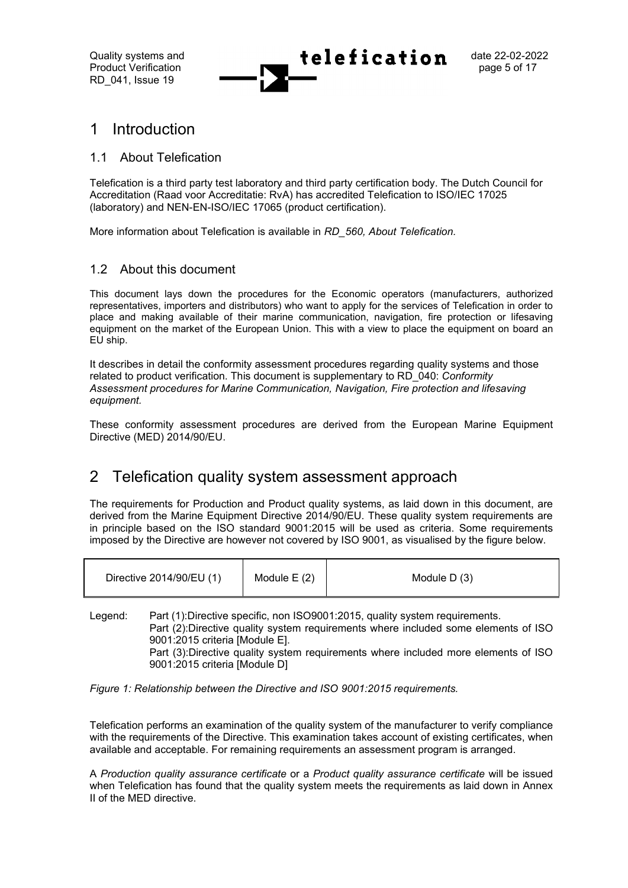# 1 Introduction

## 1.1 About Telefication

Telefication is a third party test laboratory and third party certification body. The Dutch Council for Accreditation (Raad voor Accreditatie: RvA) has accredited Telefication to ISO/IEC 17025 (laboratory) and NEN-EN-ISO/IEC 17065 (product certification).

More information about Telefication is available in *RD_560, About Telefication.*

## 1.2 About this document

This document lays down the procedures for the Economic operators (manufacturers, authorized representatives, importers and distributors) who want to apply for the services of Telefication in order to place and making available of their marine communication, navigation, fire protection or lifesaving equipment on the market of the European Union. This with a view to place the equipment on board an EU ship.

It describes in detail the conformity assessment procedures regarding quality systems and those related to product verification. This document is supplementary to RD_040: *Conformity Assessment procedures for Marine Communication, Navigation, Fire protection and lifesaving equipment.*

These conformity assessment procedures are derived from the European Marine Equipment Directive (MED) 2014/90/EU.

# 2 Telefication quality system assessment approach

The requirements for Production and Product quality systems, as laid down in this document, are derived from the Marine Equipment Directive 2014/90/EU. These quality system requirements are in principle based on the ISO standard 9001:2015 will be used as criteria. Some requirements imposed by the Directive are however not covered by ISO 9001, as visualised by the figure below.

| Directive 2014/90/EU (1) | Module E (2) | Module D (3) |
|---|---|---|

Legend: Part (1):Directive specific, non ISO9001:2015, quality system requirements.
Part (2):Directive quality system requirements where included some elements of ISO 9001:2015 criteria [Module E].
Part (3):Directive quality system requirements where included more elements of ISO 9001:2015 criteria [Module D]

*Figure 1: Relationship between the Directive and ISO 9001:2015 requirements.*

Telefication performs an examination of the quality system of the manufacturer to verify compliance with the requirements of the Directive. This examination takes account of existing certificates, when available and acceptable. For remaining requirements an assessment program is arranged.

A *Production quality assurance certificate* or a *Product quality assurance certificate* will be issued when Telefication has found that the quality system meets the requirements as laid down in Annex II of the MED directive.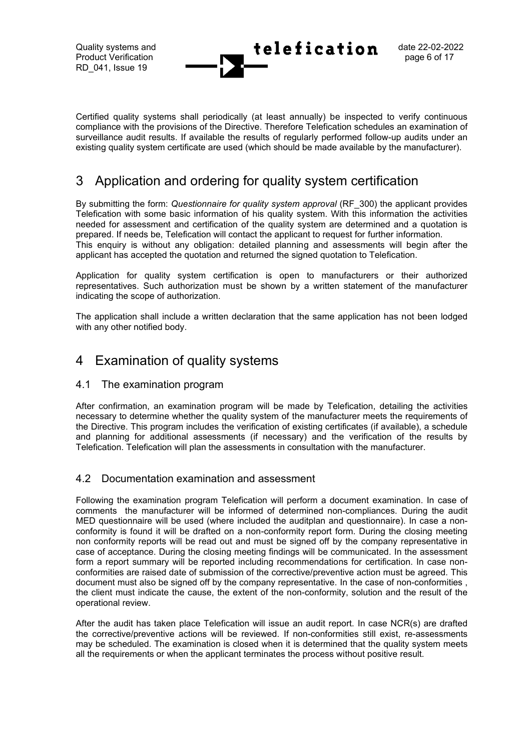Certified quality systems shall periodically (at least annually) be inspected to verify continuous compliance with the provisions of the Directive. Therefore Telefication schedules an examination of surveillance audit results. If available the results of regularly performed follow-up audits under an existing quality system certificate are used (which should be made available by the manufacturer).

# 3 Application and ordering for quality system certification

By submitting the form: *Questionnaire for quality system approval* (RF_300) the applicant provides Telefication with some basic information of his quality system. With this information the activities needed for assessment and certification of the quality system are determined and a quotation is prepared. If needs be, Telefication will contact the applicant to request for further information.
This enquiry is without any obligation: detailed planning and assessments will begin after the applicant has accepted the quotation and returned the signed quotation to Telefication.

Application for quality system certification is open to manufacturers or their authorized representatives. Such authorization must be shown by a written statement of the manufacturer indicating the scope of authorization.

The application shall include a written declaration that the same application has not been lodged with any other notified body.

# 4 Examination of quality systems

## 4.1 The examination program

After confirmation, an examination program will be made by Telefication, detailing the activities necessary to determine whether the quality system of the manufacturer meets the requirements of the Directive. This program includes the verification of existing certificates (if available), a schedule and planning for additional assessments (if necessary) and the verification of the results by Telefication. Telefication will plan the assessments in consultation with the manufacturer.

## 4.2 Documentation examination and assessment

Following the examination program Telefication will perform a document examination. In case of comments the manufacturer will be informed of determined non-compliances. During the audit MED questionnaire will be used (where included the auditplan and questionnaire). In case a non-conformity is found it will be drafted on a non-conformity report form. During the closing meeting non conformity reports will be read out and must be signed off by the company representative in case of acceptance. During the closing meeting findings will be communicated. In the assessment form a report summary will be reported including recommendations for certification. In case non-conformities are raised date of submission of the corrective/preventive action must be agreed. This document must also be signed off by the company representative. In the case of non-conformities , the client must indicate the cause, the extent of the non-conformity, solution and the result of the operational review.

After the audit has taken place Telefication will issue an audit report. In case NCR(s) are drafted the corrective/preventive actions will be reviewed. If non-conformities still exist, re-assessments may be scheduled. The examination is closed when it is determined that the quality system meets all the requirements or when the applicant terminates the process without positive result.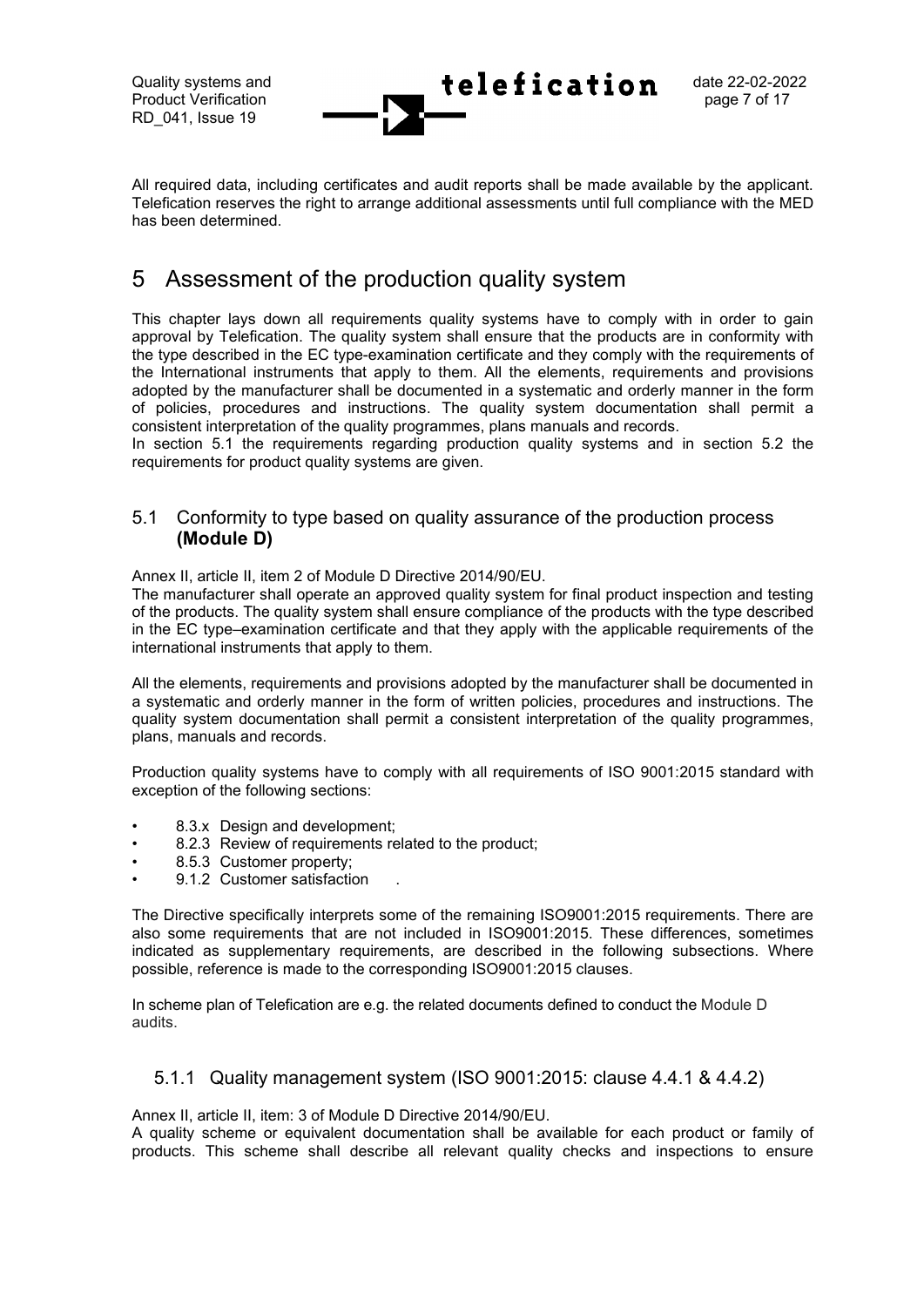All required data, including certificates and audit reports shall be made available by the applicant. Telefication reserves the right to arrange additional assessments until full compliance with the MED has been determined.

# 5 Assessment of the production quality system

This chapter lays down all requirements quality systems have to comply with in order to gain approval by Telefication. The quality system shall ensure that the products are in conformity with the type described in the EC type-examination certificate and they comply with the requirements of the International instruments that apply to them. All the elements, requirements and provisions adopted by the manufacturer shall be documented in a systematic and orderly manner in the form of policies, procedures and instructions. The quality system documentation shall permit a consistent interpretation of the quality programmes, plans manuals and records.
In section 5.1 the requirements regarding production quality systems and in section 5.2 the requirements for product quality systems are given.

## 5.1 Conformity to type based on quality assurance of the production process **(Module D)**

Annex II, article II, item 2 of Module D Directive 2014/90/EU.
The manufacturer shall operate an approved quality system for final product inspection and testing of the products. The quality system shall ensure compliance of the products with the type described in the EC type–examination certificate and that they apply with the applicable requirements of the international instruments that apply to them.

All the elements, requirements and provisions adopted by the manufacturer shall be documented in a systematic and orderly manner in the form of written policies, procedures and instructions. The quality system documentation shall permit a consistent interpretation of the quality programmes, plans, manuals and records.

Production quality systems have to comply with all requirements of ISO 9001:2015 standard with exception of the following sections:

- 8.3.x Design and development;
- 8.2.3 Review of requirements related to the product;
- 8.5.3 Customer property;
- 9.1.2 Customer satisfaction .

The Directive specifically interprets some of the remaining ISO9001:2015 requirements. There are also some requirements that are not included in ISO9001:2015. These differences, sometimes indicated as supplementary requirements, are described in the following subsections. Where possible, reference is made to the corresponding ISO9001:2015 clauses.

In scheme plan of Telefication are e.g. the related documents defined to conduct the Module D audits.

### 5.1.1 Quality management system (ISO 9001:2015: clause 4.4.1 & 4.4.2)

Annex II, article II, item: 3 of Module D Directive 2014/90/EU.
A quality scheme or equivalent documentation shall be available for each product or family of products. This scheme shall describe all relevant quality checks and inspections to ensure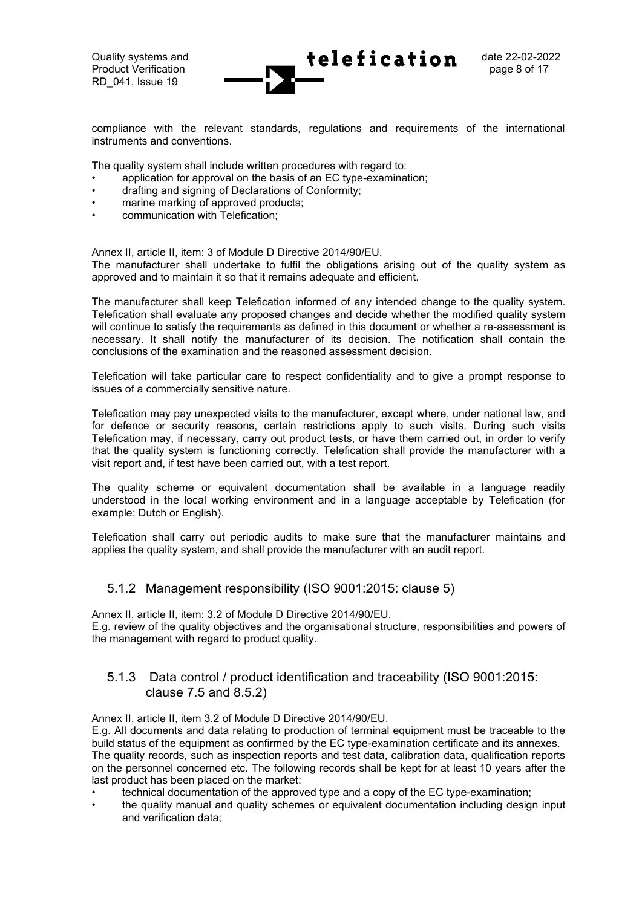compliance with the relevant standards, regulations and requirements of the international instruments and conventions.

The quality system shall include written procedures with regard to:

- application for approval on the basis of an EC type-examination;
- drafting and signing of Declarations of Conformity;
- marine marking of approved products;
- communication with Telefication;

Annex II, article II, item: 3 of Module D Directive 2014/90/EU.
The manufacturer shall undertake to fulfil the obligations arising out of the quality system as approved and to maintain it so that it remains adequate and efficient.

The manufacturer shall keep Telefication informed of any intended change to the quality system. Telefication shall evaluate any proposed changes and decide whether the modified quality system will continue to satisfy the requirements as defined in this document or whether a re-assessment is necessary. It shall notify the manufacturer of its decision. The notification shall contain the conclusions of the examination and the reasoned assessment decision.

Telefication will take particular care to respect confidentiality and to give a prompt response to issues of a commercially sensitive nature.

Telefication may pay unexpected visits to the manufacturer, except where, under national law, and for defence or security reasons, certain restrictions apply to such visits. During such visits Telefication may, if necessary, carry out product tests, or have them carried out, in order to verify that the quality system is functioning correctly. Telefication shall provide the manufacturer with a visit report and, if test have been carried out, with a test report.

The quality scheme or equivalent documentation shall be available in a language readily understood in the local working environment and in a language acceptable by Telefication (for example: Dutch or English).

Telefication shall carry out periodic audits to make sure that the manufacturer maintains and applies the quality system, and shall provide the manufacturer with an audit report.

### 5.1.2 Management responsibility (ISO 9001:2015: clause 5)

Annex II, article II, item: 3.2 of Module D Directive 2014/90/EU.
E.g. review of the quality objectives and the organisational structure, responsibilities and powers of the management with regard to product quality.

### 5.1.3 Data control / product identification and traceability (ISO 9001:2015: clause 7.5 and 8.5.2)

Annex II, article II, item 3.2 of Module D Directive 2014/90/EU.
E.g. All documents and data relating to production of terminal equipment must be traceable to the build status of the equipment as confirmed by the EC type-examination certificate and its annexes.
The quality records, such as inspection reports and test data, calibration data, qualification reports on the personnel concerned etc. The following records shall be kept for at least 10 years after the last product has been placed on the market:

- technical documentation of the approved type and a copy of the EC type-examination;
- the quality manual and quality schemes or equivalent documentation including design input and verification data;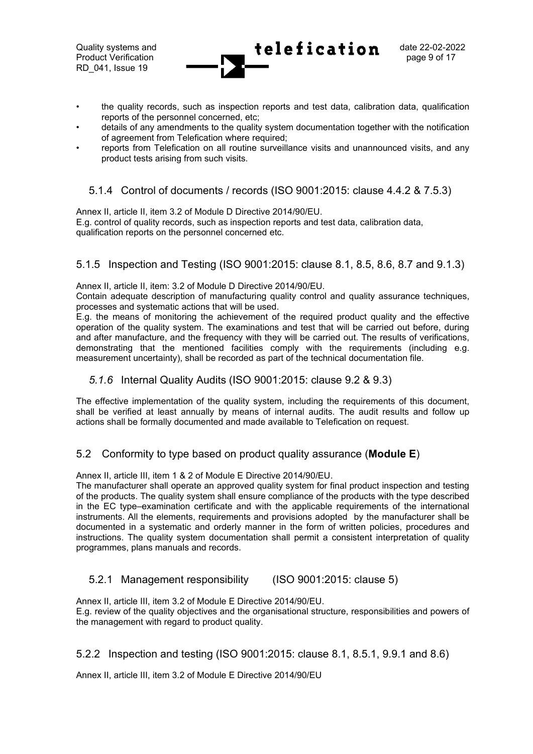- the quality records, such as inspection reports and test data, calibration data, qualification reports of the personnel concerned, etc;
- details of any amendments to the quality system documentation together with the notification of agreement from Telefication where required;
- reports from Telefication on all routine surveillance visits and unannounced visits, and any product tests arising from such visits.

### 5.1.4 Control of documents / records (ISO 9001:2015: clause 4.4.2 & 7.5.3)

Annex II, article II, item 3.2 of Module D Directive 2014/90/EU.
E.g. control of quality records, such as inspection reports and test data, calibration data, qualification reports on the personnel concerned etc.

### 5.1.5 Inspection and Testing (ISO 9001:2015: clause 8.1, 8.5, 8.6, 8.7 and 9.1.3)

Annex II, article II, item: 3.2 of Module D Directive 2014/90/EU.
Contain adequate description of manufacturing quality control and quality assurance techniques, processes and systematic actions that will be used.
E.g. the means of monitoring the achievement of the required product quality and the effective operation of the quality system. The examinations and test that will be carried out before, during and after manufacture, and the frequency with they will be carried out. The results of verifications, demonstrating that the mentioned facilities comply with the requirements (including e.g. measurement uncertainty), shall be recorded as part of the technical documentation file.

### *5.1.6* Internal Quality Audits (ISO 9001:2015: clause 9.2 & 9.3)

The effective implementation of the quality system, including the requirements of this document, shall be verified at least annually by means of internal audits. The audit results and follow up actions shall be formally documented and made available to Telefication on request.

## 5.2 Conformity to type based on product quality assurance (**Module E**)

Annex II, article III, item 1 & 2 of Module E Directive 2014/90/EU.
The manufacturer shall operate an approved quality system for final product inspection and testing of the products. The quality system shall ensure compliance of the products with the type described in the EC type–examination certificate and with the applicable requirements of the international instruments. All the elements, requirements and provisions adopted by the manufacturer shall be documented in a systematic and orderly manner in the form of written policies, procedures and instructions. The quality system documentation shall permit a consistent interpretation of quality programmes, plans manuals and records.

### 5.2.1 Management responsibility (ISO 9001:2015: clause 5)

Annex II, article III, item 3.2 of Module E Directive 2014/90/EU.
E.g. review of the quality objectives and the organisational structure, responsibilities and powers of the management with regard to product quality.

### 5.2.2 Inspection and testing (ISO 9001:2015: clause 8.1, 8.5.1, 9.9.1 and 8.6)

Annex II, article III, item 3.2 of Module E Directive 2014/90/EU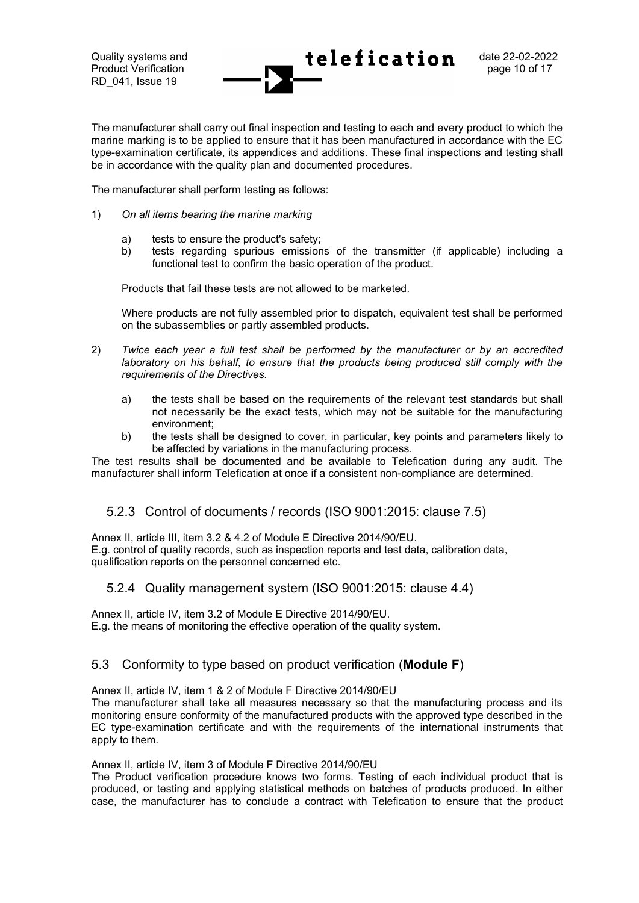The manufacturer shall carry out final inspection and testing to each and every product to which the marine marking is to be applied to ensure that it has been manufactured in accordance with the EC type-examination certificate, its appendices and additions. These final inspections and testing shall be in accordance with the quality plan and documented procedures.

The manufacturer shall perform testing as follows:

1) *On all items bearing the marine marking*

   a) tests to ensure the product's safety;
   b) tests regarding spurious emissions of the transmitter (if applicable) including a functional test to confirm the basic operation of the product.

   Products that fail these tests are not allowed to be marketed.

   Where products are not fully assembled prior to dispatch, equivalent test shall be performed on the subassemblies or partly assembled products.

2) *Twice each year a full test shall be performed by the manufacturer or by an accredited laboratory on his behalf, to ensure that the products being produced still comply with the requirements of the Directives.*

   a) the tests shall be based on the requirements of the relevant test standards but shall not necessarily be the exact tests, which may not be suitable for the manufacturing environment;
   b) the tests shall be designed to cover, in particular, key points and parameters likely to be affected by variations in the manufacturing process.

The test results shall be documented and be available to Telefication during any audit. The manufacturer shall inform Telefication at once if a consistent non-compliance are determined.

### 5.2.3 Control of documents / records (ISO 9001:2015: clause 7.5)

Annex II, article III, item 3.2 & 4.2 of Module E Directive 2014/90/EU.
E.g. control of quality records, such as inspection reports and test data, calibration data, qualification reports on the personnel concerned etc.

### 5.2.4 Quality management system (ISO 9001:2015: clause 4.4)

Annex II, article IV, item 3.2 of Module E Directive 2014/90/EU.
E.g. the means of monitoring the effective operation of the quality system.

## 5.3 Conformity to type based on product verification (**Module F**)

Annex II, article IV, item 1 & 2 of Module F Directive 2014/90/EU
The manufacturer shall take all measures necessary so that the manufacturing process and its monitoring ensure conformity of the manufactured products with the approved type described in the EC type-examination certificate and with the requirements of the international instruments that apply to them.

Annex II, article IV, item 3 of Module F Directive 2014/90/EU
The Product verification procedure knows two forms. Testing of each individual product that is produced, or testing and applying statistical methods on batches of products produced. In either case, the manufacturer has to conclude a contract with Telefication to ensure that the product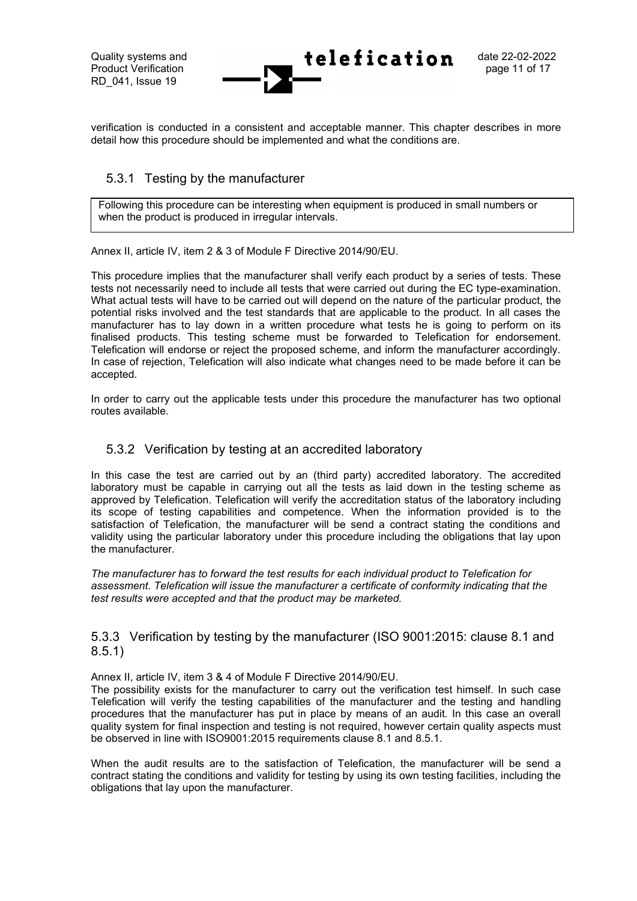verification is conducted in a consistent and acceptable manner. This chapter describes in more detail how this procedure should be implemented and what the conditions are.

### 5.3.1 Testing by the manufacturer

> Following this procedure can be interesting when equipment is produced in small numbers or when the product is produced in irregular intervals.

Annex II, article IV, item 2 & 3 of Module F Directive 2014/90/EU.

This procedure implies that the manufacturer shall verify each product by a series of tests. These tests not necessarily need to include all tests that were carried out during the EC type-examination. What actual tests will have to be carried out will depend on the nature of the particular product, the potential risks involved and the test standards that are applicable to the product. In all cases the manufacturer has to lay down in a written procedure what tests he is going to perform on its finalised products. This testing scheme must be forwarded to Telefication for endorsement. Telefication will endorse or reject the proposed scheme, and inform the manufacturer accordingly. In case of rejection, Telefication will also indicate what changes need to be made before it can be accepted.

In order to carry out the applicable tests under this procedure the manufacturer has two optional routes available.

### 5.3.2 Verification by testing at an accredited laboratory

In this case the test are carried out by an (third party) accredited laboratory. The accredited laboratory must be capable in carrying out all the tests as laid down in the testing scheme as approved by Telefication. Telefication will verify the accreditation status of the laboratory including its scope of testing capabilities and competence. When the information provided is to the satisfaction of Telefication, the manufacturer will be send a contract stating the conditions and validity using the particular laboratory under this procedure including the obligations that lay upon the manufacturer.

*The manufacturer has to forward the test results for each individual product to Telefication for assessment. Telefication will issue the manufacturer a certificate of conformity indicating that the test results were accepted and that the product may be marketed.*

### 5.3.3 Verification by testing by the manufacturer (ISO 9001:2015: clause 8.1 and 8.5.1)

Annex II, article IV, item 3 & 4 of Module F Directive 2014/90/EU.

The possibility exists for the manufacturer to carry out the verification test himself. In such case Telefication will verify the testing capabilities of the manufacturer and the testing and handling procedures that the manufacturer has put in place by means of an audit. In this case an overall quality system for final inspection and testing is not required, however certain quality aspects must be observed in line with ISO9001:2015 requirements clause 8.1 and 8.5.1.

When the audit results are to the satisfaction of Telefication, the manufacturer will be send a contract stating the conditions and validity for testing by using its own testing facilities, including the obligations that lay upon the manufacturer.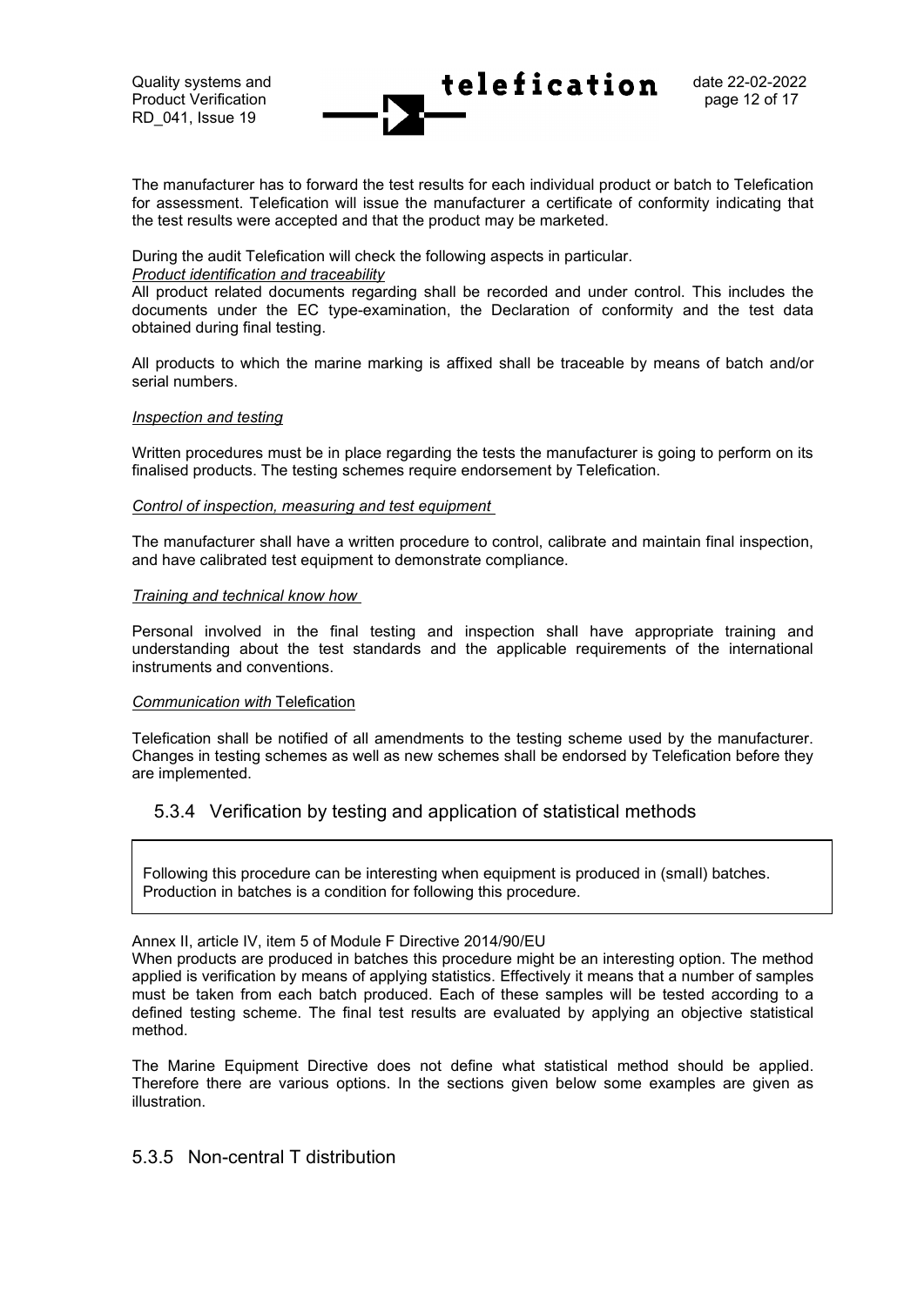The manufacturer has to forward the test results for each individual product or batch to Telefication for assessment. Telefication will issue the manufacturer a certificate of conformity indicating that the test results were accepted and that the product may be marketed.

During the audit Telefication will check the following aspects in particular.

*Product identification and traceability*

All product related documents regarding shall be recorded and under control. This includes the documents under the EC type-examination, the Declaration of conformity and the test data obtained during final testing.

All products to which the marine marking is affixed shall be traceable by means of batch and/or serial numbers.

*Inspection and testing*

Written procedures must be in place regarding the tests the manufacturer is going to perform on its finalised products. The testing schemes require endorsement by Telefication.

*Control of inspection, measuring and test equipment*

The manufacturer shall have a written procedure to control, calibrate and maintain final inspection, and have calibrated test equipment to demonstrate compliance.

*Training and technical know how*

Personal involved in the final testing and inspection shall have appropriate training and understanding about the test standards and the applicable requirements of the international instruments and conventions.

*Communication with* Telefication

Telefication shall be notified of all amendments to the testing scheme used by the manufacturer. Changes in testing schemes as well as new schemes shall be endorsed by Telefication before they are implemented.

### 5.3.4 Verification by testing and application of statistical methods

> Following this procedure can be interesting when equipment is produced in (small) batches. Production in batches is a condition for following this procedure.

Annex II, article IV, item 5 of Module F Directive 2014/90/EU

When products are produced in batches this procedure might be an interesting option. The method applied is verification by means of applying statistics. Effectively it means that a number of samples must be taken from each batch produced. Each of these samples will be tested according to a defined testing scheme. The final test results are evaluated by applying an objective statistical method.

The Marine Equipment Directive does not define what statistical method should be applied. Therefore there are various options. In the sections given below some examples are given as illustration.

### 5.3.5 Non-central T distribution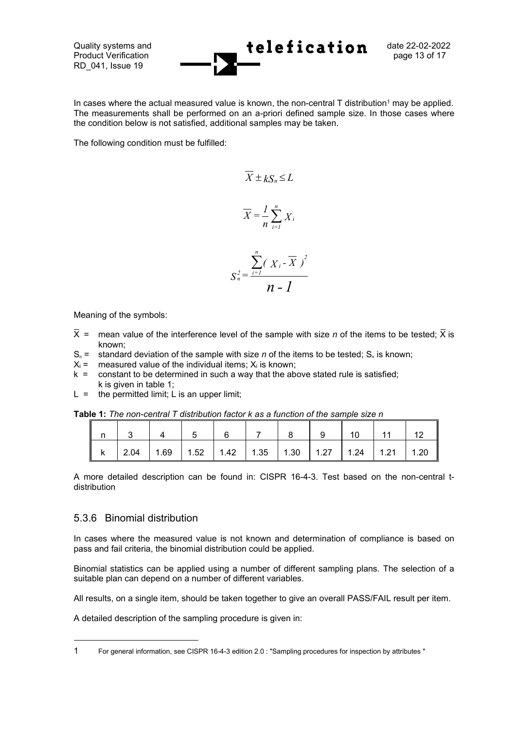In cases where the actual measured value is known, the non-central T distribution[1] may be applied. The measurements shall be performed on an a-priori defined sample size. In those cases where the condition below is not satisfied, additional samples may be taken.

The following condition must be fulfilled:

$$\overline{X} \pm kS_n \leq L$$

$$\overline{X} = \frac{1}{n}\sum_{i=1}^{n} X_i$$

$$S_n^2 = \frac{\sum_{i=1}^{n}(X_i - \overline{X})^2}{n-1}$$

Meaning of the symbols:

- $\overline{X}$ = mean value of the interference level of the sample with size *n* of the items to be tested; $\overline{X}$ is known;
- $S_n$ = standard deviation of the sample with size *n* of the items to be tested; $S_n$ is known;
- $X_i$ = measured value of the individual items; $X_i$ is known;
- k = constant to be determined in such a way that the above stated rule is satisfied; k is given in table 1;
- L = the permitted limit; L is an upper limit;

**Table 1:** *The non-central T distribution factor k as a function of the sample size n*

| n | 3 | 4 | 5 | 6 | 7 | 8 | 9 | 10 | 11 | 12 |
|---|---|---|---|---|---|---|---|---|---|---|
| k | 2.04 | 1.69 | 1.52 | 1.42 | 1.35 | 1.30 | 1.27 | 1.24 | 1.21 | 1.20 |

A more detailed description can be found in: CISPR 16-4-3. Test based on the non-central t-distribution

### 5.3.6 Binomial distribution

In cases where the measured value is not known and determination of compliance is based on pass and fail criteria, the binomial distribution could be applied.

Binomial statistics can be applied using a number of different sampling plans. The selection of a suitable plan can depend on a number of different variables.

All results, on a single item, should be taken together to give an overall PASS/FAIL result per item.

A detailed description of the sampling procedure is given in:

---

1 For general information, see CISPR 16-4-3 edition 2.0 : "Sampling procedures for inspection by attributes "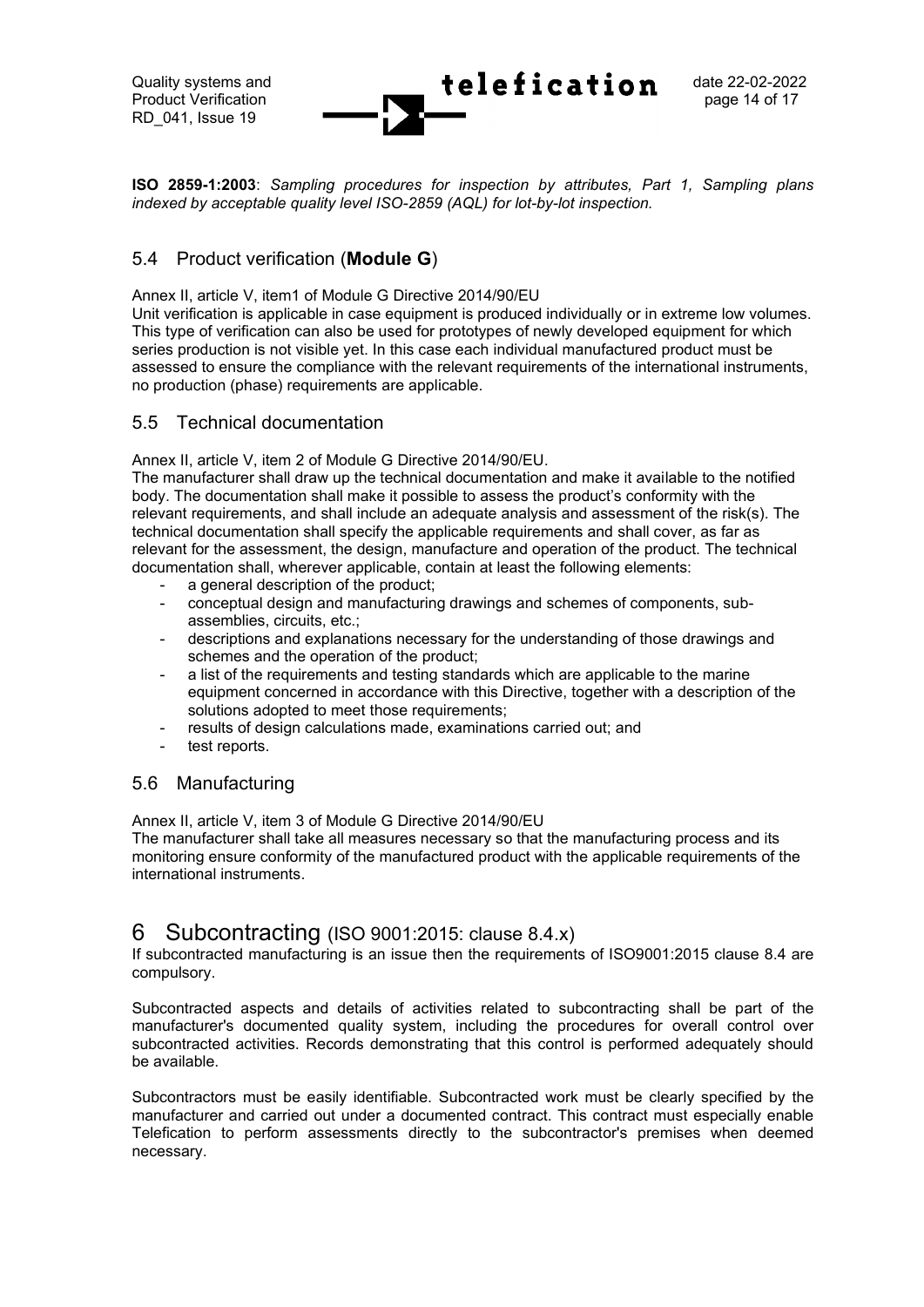**ISO 2859-1:2003**: *Sampling procedures for inspection by attributes, Part 1, Sampling plans indexed by acceptable quality level ISO-2859 (AQL) for lot-by-lot inspection.*

## 5.4 Product verification (**Module G**)

Annex II, article V, item1 of Module G Directive 2014/90/EU

Unit verification is applicable in case equipment is produced individually or in extreme low volumes. This type of verification can also be used for prototypes of newly developed equipment for which series production is not visible yet. In this case each individual manufactured product must be assessed to ensure the compliance with the relevant requirements of the international instruments, no production (phase) requirements are applicable.

## 5.5 Technical documentation

Annex II, article V, item 2 of Module G Directive 2014/90/EU.

The manufacturer shall draw up the technical documentation and make it available to the notified body. The documentation shall make it possible to assess the product's conformity with the relevant requirements, and shall include an adequate analysis and assessment of the risk(s). The technical documentation shall specify the applicable requirements and shall cover, as far as relevant for the assessment, the design, manufacture and operation of the product. The technical documentation shall, wherever applicable, contain at least the following elements:

- a general description of the product;
- conceptual design and manufacturing drawings and schemes of components, sub-assemblies, circuits, etc.;
- descriptions and explanations necessary for the understanding of those drawings and schemes and the operation of the product;
- a list of the requirements and testing standards which are applicable to the marine equipment concerned in accordance with this Directive, together with a description of the solutions adopted to meet those requirements;
- results of design calculations made, examinations carried out; and
- test reports.

## 5.6 Manufacturing

Annex II, article V, item 3 of Module G Directive 2014/90/EU

The manufacturer shall take all measures necessary so that the manufacturing process and its monitoring ensure conformity of the manufactured product with the applicable requirements of the international instruments.

# 6 Subcontracting (ISO 9001:2015: clause 8.4.x)

If subcontracted manufacturing is an issue then the requirements of ISO9001:2015 clause 8.4 are compulsory.

Subcontracted aspects and details of activities related to subcontracting shall be part of the manufacturer's documented quality system, including the procedures for overall control over subcontracted activities. Records demonstrating that this control is performed adequately should be available.

Subcontractors must be easily identifiable. Subcontracted work must be clearly specified by the manufacturer and carried out under a documented contract. This contract must especially enable Telefication to perform assessments directly to the subcontractor's premises when deemed necessary.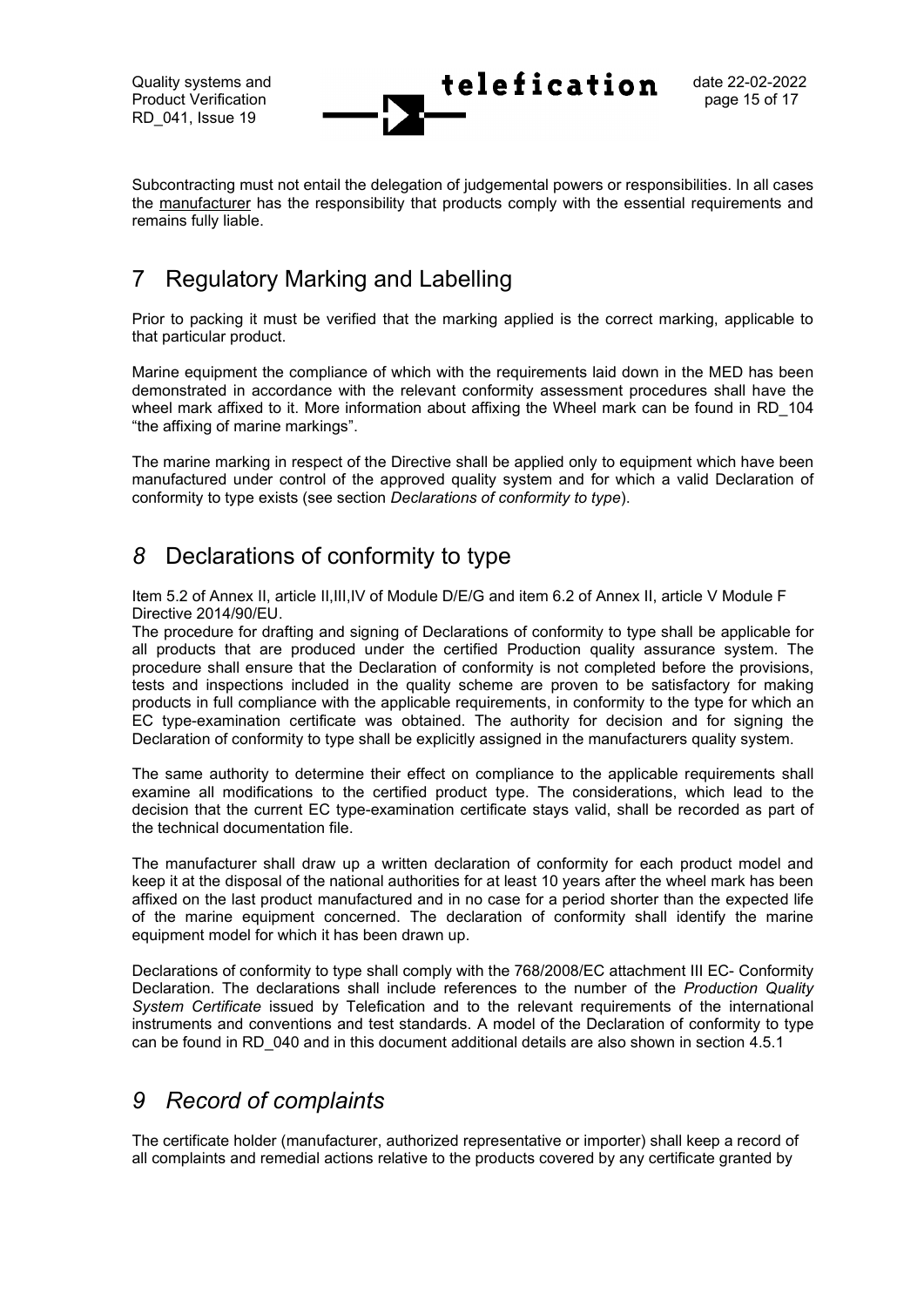Subcontracting must not entail the delegation of judgemental powers or responsibilities. In all cases the manufacturer has the responsibility that products comply with the essential requirements and remains fully liable.

# 7 Regulatory Marking and Labelling

Prior to packing it must be verified that the marking applied is the correct marking, applicable to that particular product.

Marine equipment the compliance of which with the requirements laid down in the MED has been demonstrated in accordance with the relevant conformity assessment procedures shall have the wheel mark affixed to it. More information about affixing the Wheel mark can be found in RD_104 “the affixing of marine markings”.

The marine marking in respect of the Directive shall be applied only to equipment which have been manufactured under control of the approved quality system and for which a valid Declaration of conformity to type exists (see section *Declarations of conformity to type*).

# *8* Declarations of conformity to type

Item 5.2 of Annex II, article II,III,IV of Module D/E/G and item 6.2 of Annex II, article V Module F Directive 2014/90/EU.

The procedure for drafting and signing of Declarations of conformity to type shall be applicable for all products that are produced under the certified Production quality assurance system. The procedure shall ensure that the Declaration of conformity is not completed before the provisions, tests and inspections included in the quality scheme are proven to be satisfactory for making products in full compliance with the applicable requirements, in conformity to the type for which an EC type-examination certificate was obtained. The authority for decision and for signing the Declaration of conformity to type shall be explicitly assigned in the manufacturers quality system.

The same authority to determine their effect on compliance to the applicable requirements shall examine all modifications to the certified product type. The considerations, which lead to the decision that the current EC type-examination certificate stays valid, shall be recorded as part of the technical documentation file.

The manufacturer shall draw up a written declaration of conformity for each product model and keep it at the disposal of the national authorities for at least 10 years after the wheel mark has been affixed on the last product manufactured and in no case for a period shorter than the expected life of the marine equipment concerned. The declaration of conformity shall identify the marine equipment model for which it has been drawn up.

Declarations of conformity to type shall comply with the 768/2008/EC attachment III EC- Conformity Declaration. The declarations shall include references to the number of the *Production Quality System Certificate* issued by Telefication and to the relevant requirements of the international instruments and conventions and test standards. A model of the Declaration of conformity to type can be found in RD_040 and in this document additional details are also shown in section 4.5.1

# *9 Record of complaints*

The certificate holder (manufacturer, authorized representative or importer) shall keep a record of all complaints and remedial actions relative to the products covered by any certificate granted by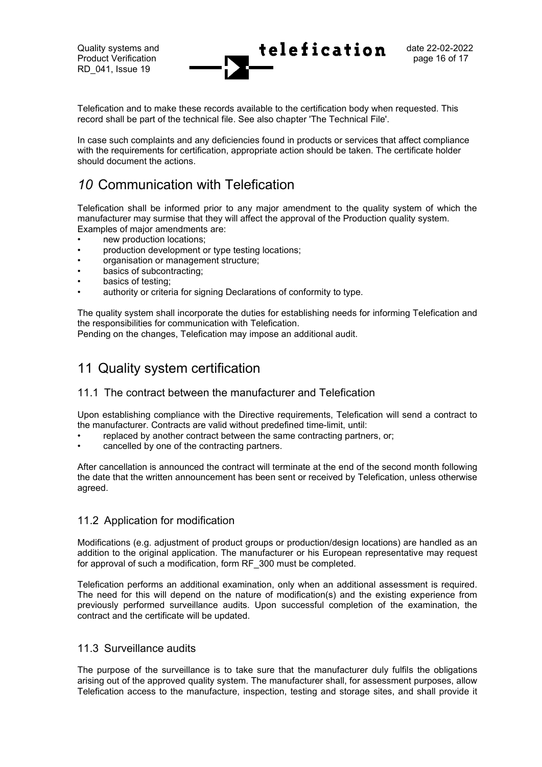Telefication and to make these records available to the certification body when requested. This record shall be part of the technical file. See also chapter 'The Technical File'.

In case such complaints and any deficiencies found in products or services that affect compliance with the requirements for certification, appropriate action should be taken. The certificate holder should document the actions.

# *10* Communication with Telefication

Telefication shall be informed prior to any major amendment to the quality system of which the manufacturer may surmise that they will affect the approval of the Production quality system. Examples of major amendments are:

- new production locations;
- production development or type testing locations;
- organisation or management structure;
- basics of subcontracting;
- basics of testing;
- authority or criteria for signing Declarations of conformity to type.

The quality system shall incorporate the duties for establishing needs for informing Telefication and the responsibilities for communication with Telefication.
Pending on the changes, Telefication may impose an additional audit.

# 11 Quality system certification

## 11.1 The contract between the manufacturer and Telefication

Upon establishing compliance with the Directive requirements, Telefication will send a contract to the manufacturer. Contracts are valid without predefined time-limit, until:

- replaced by another contract between the same contracting partners, or;
- cancelled by one of the contracting partners.

After cancellation is announced the contract will terminate at the end of the second month following the date that the written announcement has been sent or received by Telefication, unless otherwise agreed.

## 11.2 Application for modification

Modifications (e.g. adjustment of product groups or production/design locations) are handled as an addition to the original application. The manufacturer or his European representative may request for approval of such a modification, form RF_300 must be completed.

Telefication performs an additional examination, only when an additional assessment is required. The need for this will depend on the nature of modification(s) and the existing experience from previously performed surveillance audits. Upon successful completion of the examination, the contract and the certificate will be updated.

## 11.3 Surveillance audits

The purpose of the surveillance is to take sure that the manufacturer duly fulfils the obligations arising out of the approved quality system. The manufacturer shall, for assessment purposes, allow Telefication access to the manufacture, inspection, testing and storage sites, and shall provide it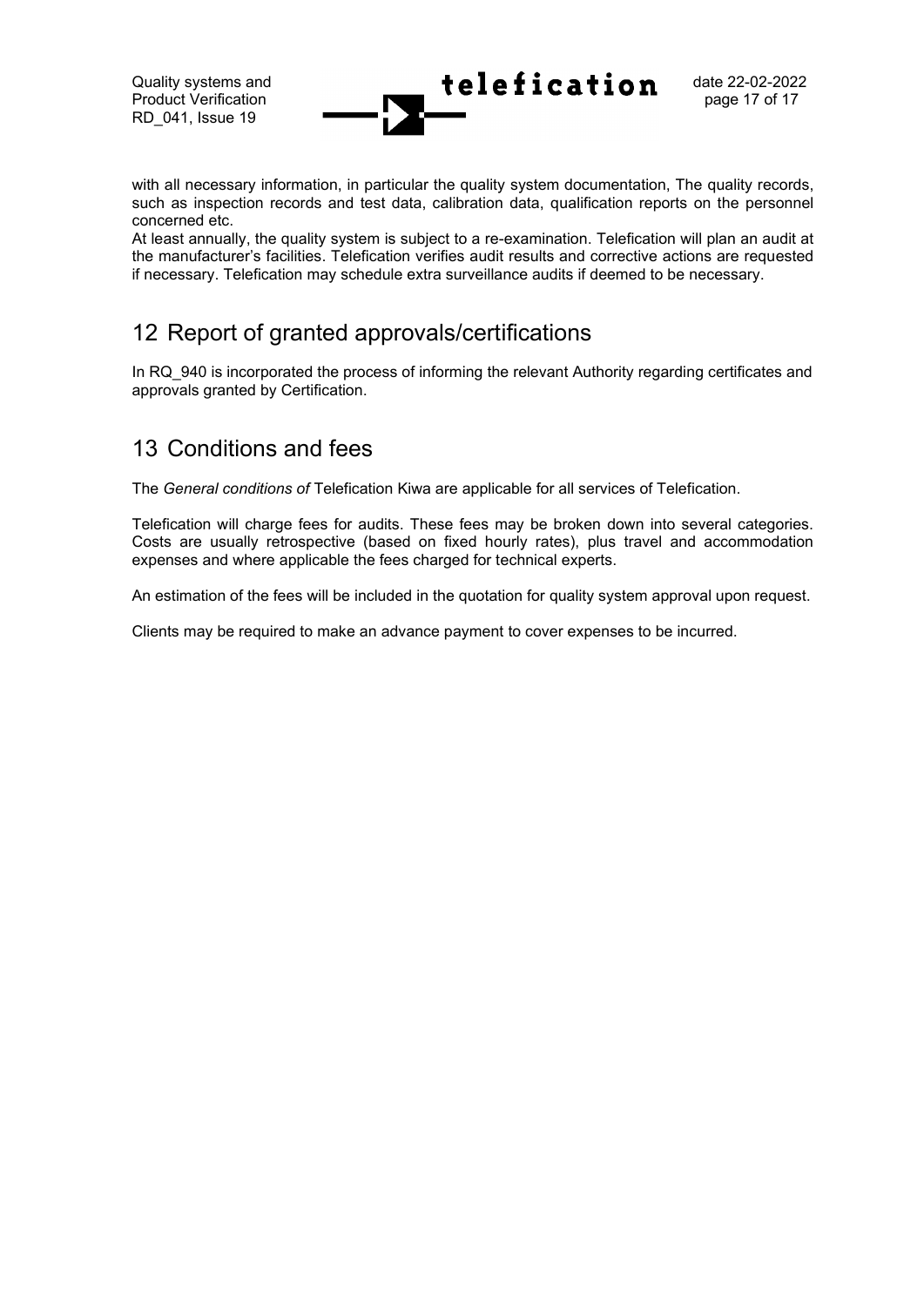with all necessary information, in particular the quality system documentation, The quality records, such as inspection records and test data, calibration data, qualification reports on the personnel concerned etc.
At least annually, the quality system is subject to a re-examination. Telefication will plan an audit at the manufacturer's facilities. Telefication verifies audit results and corrective actions are requested if necessary. Telefication may schedule extra surveillance audits if deemed to be necessary.

# 12 Report of granted approvals/certifications

In RQ_940 is incorporated the process of informing the relevant Authority regarding certificates and approvals granted by Certification.

# 13 Conditions and fees

The *General conditions of* Telefication Kiwa are applicable for all services of Telefication.

Telefication will charge fees for audits. These fees may be broken down into several categories. Costs are usually retrospective (based on fixed hourly rates), plus travel and accommodation expenses and where applicable the fees charged for technical experts.

An estimation of the fees will be included in the quotation for quality system approval upon request.

Clients may be required to make an advance payment to cover expenses to be incurred.